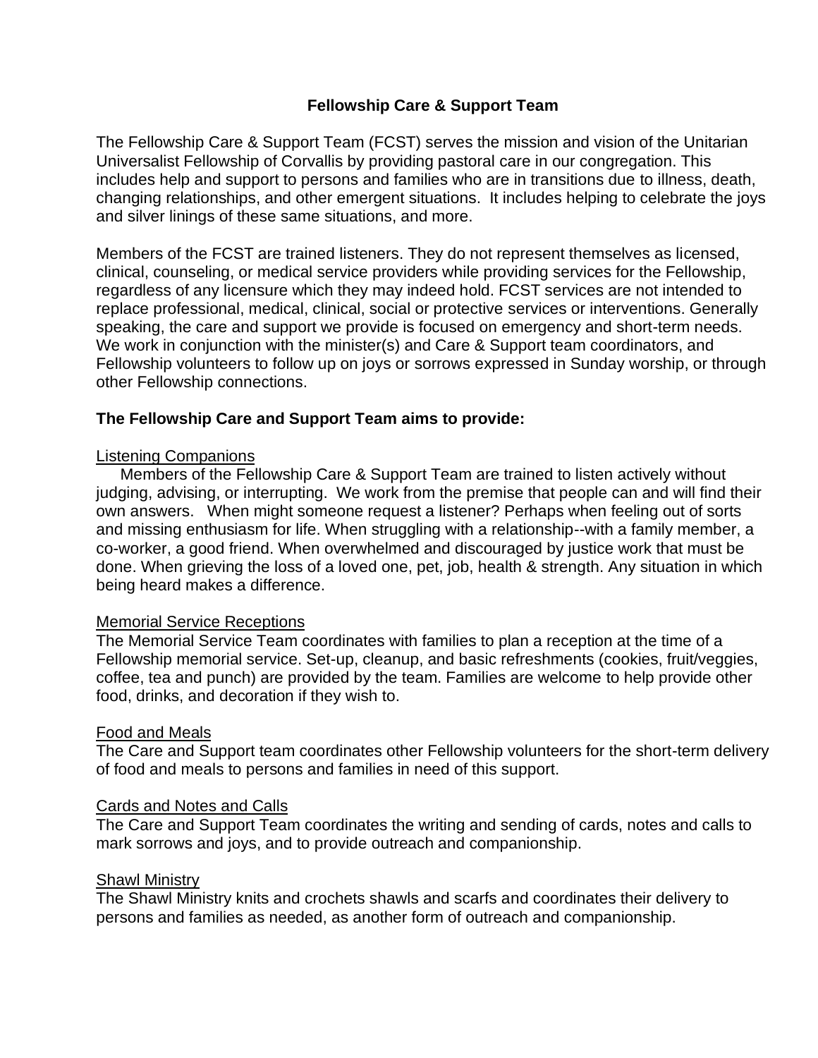# Fellowship Care & Support Team

The Fellowship Care & Support Team (FCST) serves the mission and vision of the Unitarian Universalist Fellowship of Corvallis by providing pastoral care in our congregation. This includes help and support to persons and families who are in transitions due to illness, death, changing relationships, and other emergent situations. It includes helping to celebrate the joys and silver linings of these same situations, and more.

Members of the FCST are trained listeners. They do not represent themselves as licensed, clinical, counseling, or medical service providers while providing services for the Fellowship, regardless of any licensure which they may indeed hold. FCST services are not intended to replace professional, medical, clinical, social or protective services or interventions. Generally speaking, the care and support we provide is focused on emergency and short-term needs. We work in conjunction with the minister(s) and Care & Support team coordinators, and Fellowship volunteers to follow up on joys or sorrows expressed in Sunday worship, or through other Fellowship connections.

## The Fellowship Care and Support Team aims to provide:

### Listening Companions

Members of the Fellowship Care & Support Team are trained to listen actively without judging, advising, or interrupting. We work from the premise that people can and will find their own answers. When might someone request a listener? Perhaps when feeling out of sorts and missing enthusiasm for life. When struggling with a relationship--with a family member, a co-worker, a good friend. When overwhelmed and discouraged by justice work that must be done. When grieving the loss of a loved one, pet, job, health & strength. Any situation in which being heard makes a difference.

### Memorial Service Receptions

The Memorial Service Team coordinates with families to plan a reception at the time of a Fellowship memorial service. Set-up, cleanup, and basic refreshments (cookies, fruit/veggies, coffee, tea and punch) are provided by the team. Families are welcome to help provide other food, drinks, and decoration if they wish to.

### Food and Meals

The Care and Support team coordinates other Fellowship volunteers for the short-term delivery of food and meals to persons and families in need of this support.

### Cards and Notes and Calls

The Care and Support Team coordinates the writing and sending of cards, notes and calls to mark sorrows and joys, and to provide outreach and companionship.

### Shawl Ministry

The Shawl Ministry knits and crochets shawls and scarfs and coordinates their delivery to persons and families as needed, as another form of outreach and companionship.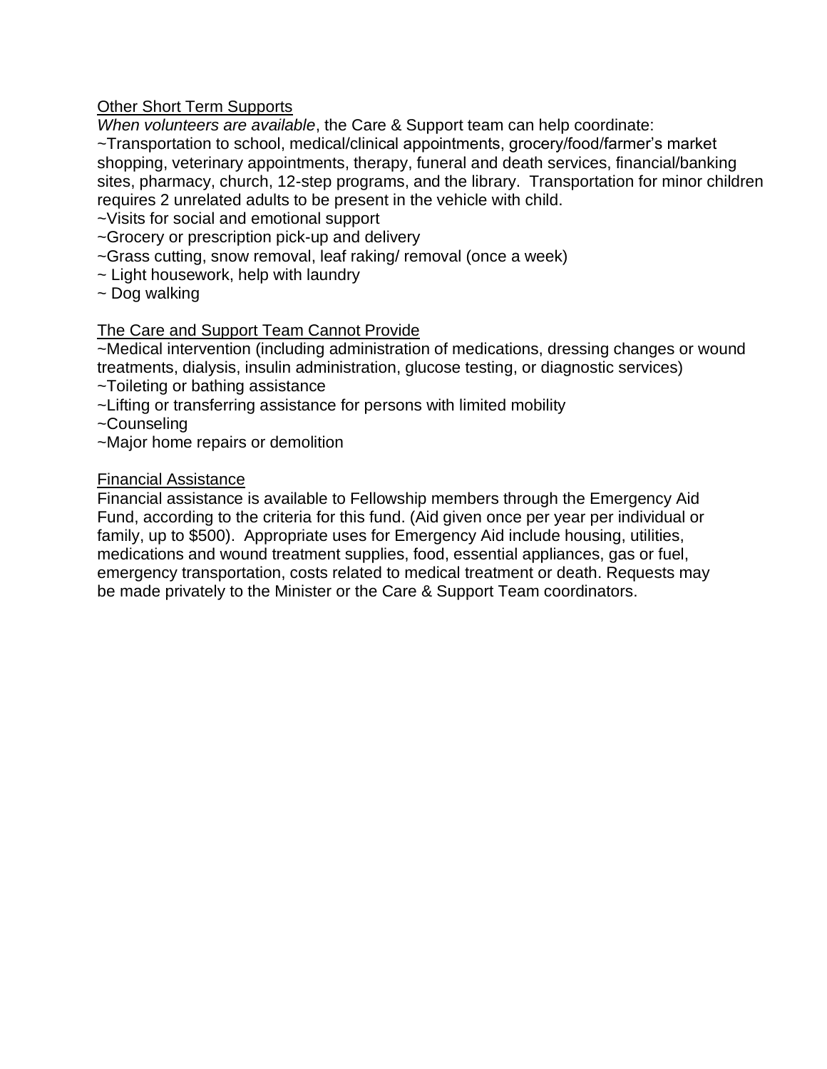Other Short Term Supports

*When volunteers are available*, the Care & Support team can help coordinate:

~Transportation to school, medical/clinical appointments, grocery/food/farmer's market shopping, veterinary appointments, therapy, funeral and death services, financial/banking sites, pharmacy, church, 12-step programs, and the library. Transportation for minor children requires 2 unrelated adults to be present in the vehicle with child.

~Visits for social and emotional support

~Grocery or prescription pick-up and delivery

~Grass cutting, snow removal, leaf raking/ removal (once a week)

~ Light housework, help with laundry

~ Dog walking

The Care and Support Team Cannot Provide

~Medical intervention (including administration of medications, dressing changes or wound treatments, dialysis, insulin administration, glucose testing, or diagnostic services)

~Toileting or bathing assistance

~Lifting or transferring assistance for persons with limited mobility

~Counseling

~Major home repairs or demolition

Financial Assistance

Financial assistance is available to Fellowship members through the Emergency Aid Fund, according to the criteria for this fund. (Aid given once per year per individual or family, up to $500). Appropriate uses for Emergency Aid include housing, utilities, medications and wound treatment supplies, food, essential appliances, gas or fuel, emergency transportation, costs related to medical treatment or death. Requests may be made privately to the Minister or the Care & Support Team coordinators.